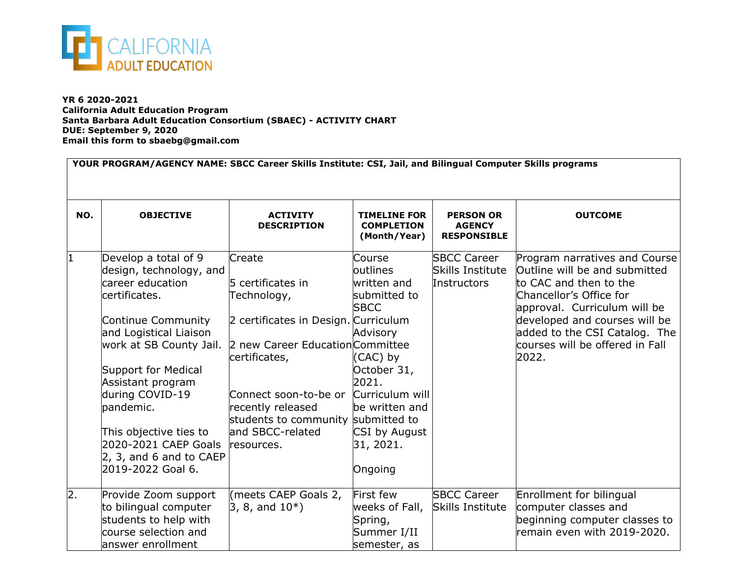CALIFORNIA ADULT EDUCATION

**YR 6 2020-2021**
**California Adult Education Program**
**Santa Barbara Adult Education Consortium (SBAEC) - ACTIVITY CHART**
**DUE: September 9, 2020**
**Email this form to sbaebg@gmail.com**

**YOUR PROGRAM/AGENCY NAME: SBCC Career Skills Institute: CSI, Jail, and Bilingual Computer Skills programs**

| NO. | OBJECTIVE | ACTIVITY DESCRIPTION | TIMELINE FOR COMPLETION (Month/Year) | PERSON OR AGENCY RESPONSIBLE | OUTCOME |
|---|---|---|---|---|---|
| 1 | Develop a total of 9 design, technology, and career education certificates.<br><br>Continue Community and Logistical Liaison work at SB County Jail.<br><br>Support for Medical Assistant program during COVID-19 pandemic.<br><br>This objective ties to 2020-2021 CAEP Goals 2, 3, and 6 and to CAEP 2019-2022 Goal 6. | Create<br><br>5 certificates in Technology,<br><br>2 certificates in Design.<br><br>2 new Career Education certificates,<br><br>Connect soon-to-be or recently released students to community and SBCC-related resources. | Course outlines written and submitted to SBCC Curriculum Advisory Committee (CAC) by October 31, 2021. Curriculum will be written and submitted to CSI by August 31, 2021.<br><br>Ongoing | SBCC Career Skills Institute Instructors | Program narratives and Course Outline will be and submitted to CAC and then to the Chancellor's Office for approval. Curriculum will be developed and courses will be added to the CSI Catalog. The courses will be offered in Fall 2022. |
| 2. | Provide Zoom support to bilingual computer students to help with course selection and answer enrollment | (meets CAEP Goals 2, 3, 8, and 10*) | First few weeks of Fall, Spring, Summer I/II semester, as | SBCC Career Skills Institute | Enrollment for bilingual computer classes and beginning computer classes to remain even with 2019-2020. |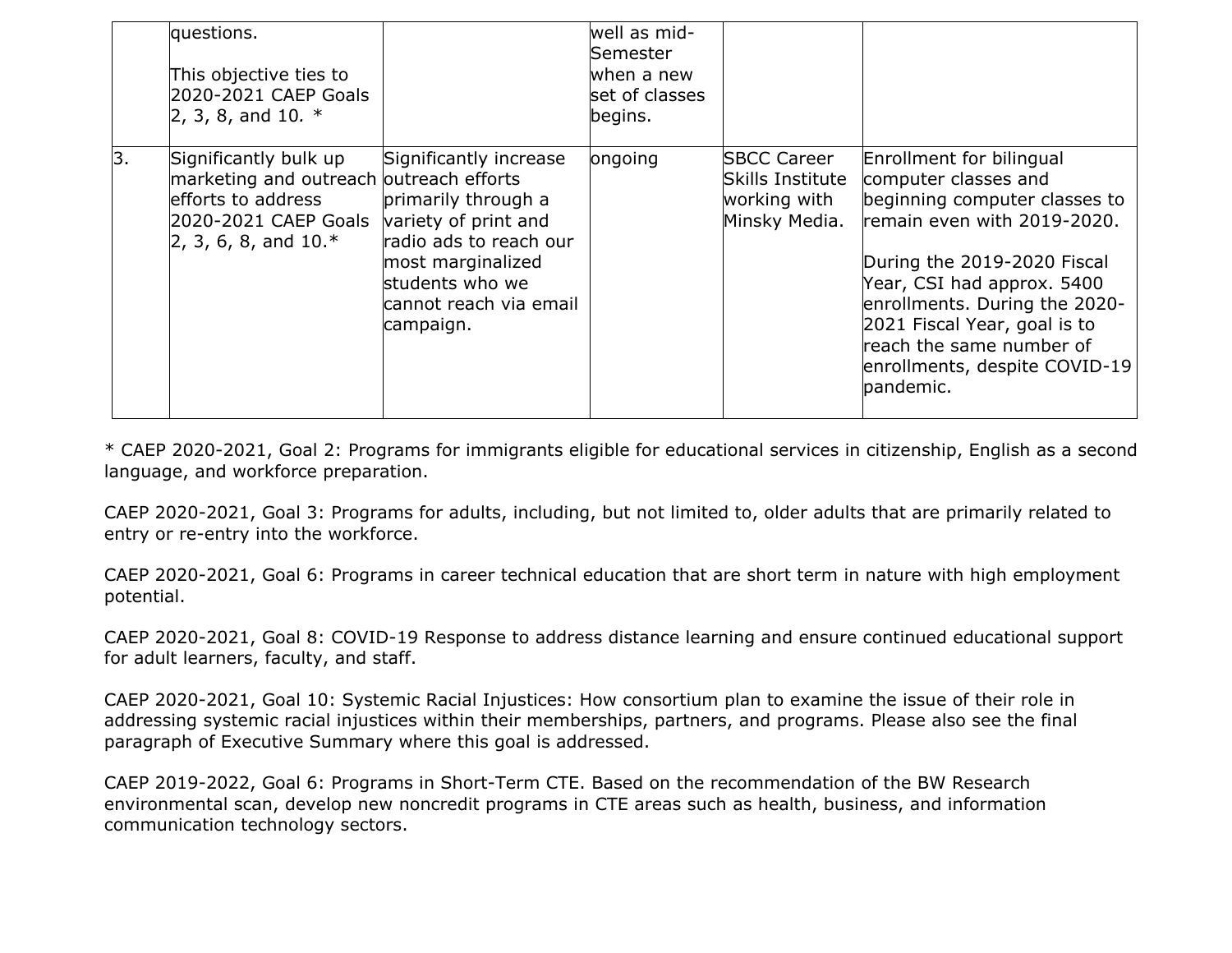| | | | | | |
|---|---|---|---|---|---|
| | questions.<br><br>This objective ties to 2020-2021 CAEP Goals 2, 3, 8, and 10. * | | well as mid-Semester when a new set of classes begins. | | |
| 3. | Significantly bulk up marketing and outreach efforts to address 2020-2021 CAEP Goals 2, 3, 6, 8, and 10.* | Significantly increase outreach efforts primarily through a variety of print and radio ads to reach our most marginalized students who we cannot reach via email campaign. | ongoing | SBCC Career Skills Institute working with Minsky Media. | Enrollment for bilingual computer classes and beginning computer classes to remain even with 2019-2020.<br><br>During the 2019-2020 Fiscal Year, CSI had approx. 5400 enrollments. During the 2020-2021 Fiscal Year, goal is to reach the same number of enrollments, despite COVID-19 pandemic. |

* CAEP 2020-2021, Goal 2: Programs for immigrants eligible for educational services in citizenship, English as a second language, and workforce preparation.

CAEP 2020-2021, Goal 3: Programs for adults, including, but not limited to, older adults that are primarily related to entry or re-entry into the workforce.

CAEP 2020-2021, Goal 6: Programs in career technical education that are short term in nature with high employment potential.

CAEP 2020-2021, Goal 8: COVID-19 Response to address distance learning and ensure continued educational support for adult learners, faculty, and staff.

CAEP 2020-2021, Goal 10: Systemic Racial Injustices: How consortium plan to examine the issue of their role in addressing systemic racial injustices within their memberships, partners, and programs. Please also see the final paragraph of Executive Summary where this goal is addressed.

CAEP 2019-2022, Goal 6: Programs in Short-Term CTE. Based on the recommendation of the BW Research environmental scan, develop new noncredit programs in CTE areas such as health, business, and information communication technology sectors.